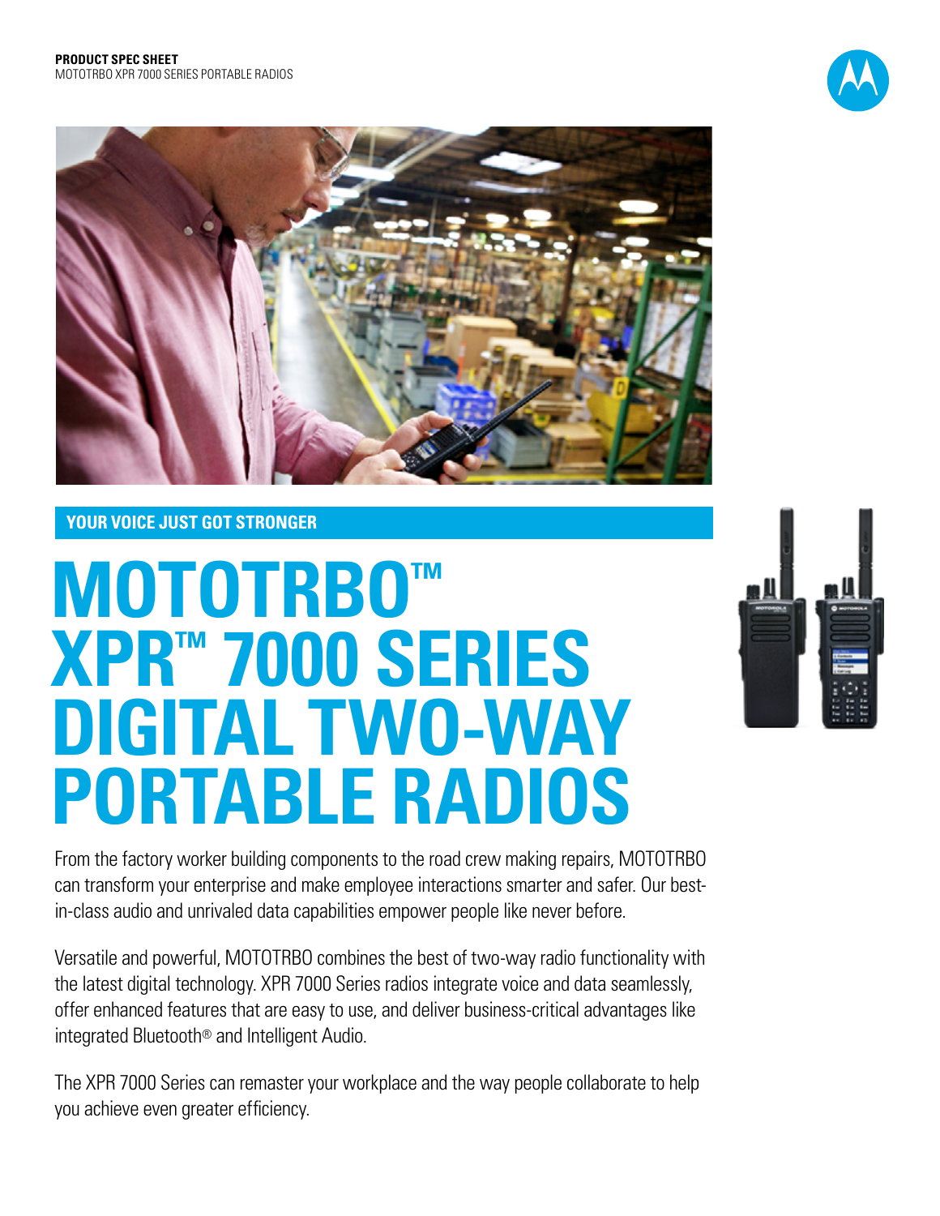**PRODUCT SPEC SHEET**
MOTOTRBO XPR 7000 SERIES PORTABLE RADIOS

## YOUR VOICE JUST GOT STRONGER

# MOTOTRBO™ XPR™ 7000 SERIES DIGITAL TWO-WAY PORTABLE RADIOS

From the factory worker building components to the road crew making repairs, MOTOTRBO can transform your enterprise and make employee interactions smarter and safer. Our best-in-class audio and unrivaled data capabilities empower people like never before.

Versatile and powerful, MOTOTRBO combines the best of two-way radio functionality with the latest digital technology. XPR 7000 Series radios integrate voice and data seamlessly, offer enhanced features that are easy to use, and deliver business-critical advantages like integrated Bluetooth® and Intelligent Audio.

The XPR 7000 Series can remaster your workplace and the way people collaborate to help you achieve even greater efficiency.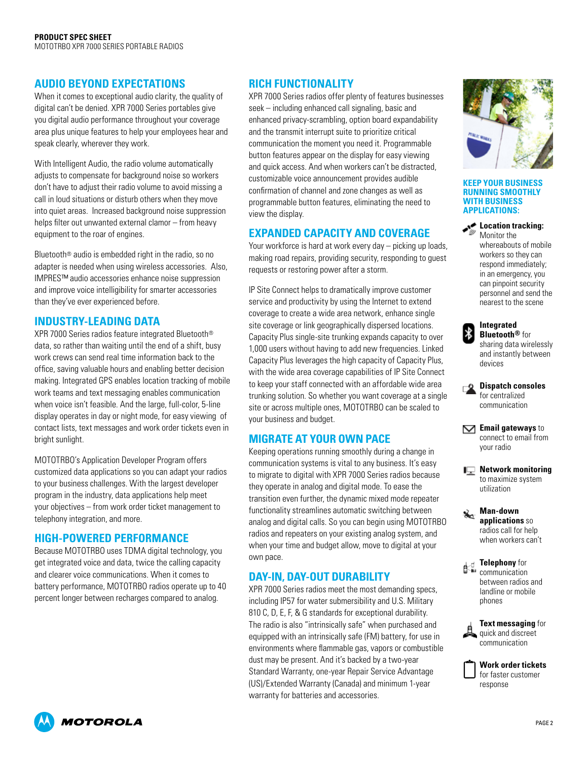## AUDIO BEYOND EXPECTATIONS

When it comes to exceptional audio clarity, the quality of digital can't be denied. XPR 7000 Series portables give you digital audio performance throughout your coverage area plus unique features to help your employees hear and speak clearly, wherever they work.

With Intelligent Audio, the radio volume automatically adjusts to compensate for background noise so workers don't have to adjust their radio volume to avoid missing a call in loud situations or disturb others when they move into quiet areas. Increased background noise suppression helps filter out unwanted external clamor – from heavy equipment to the roar of engines.

Bluetooth® audio is embedded right in the radio, so no adapter is needed when using wireless accessories. Also, IMPRES™ audio accessories enhance noise suppression and improve voice intelligibility for smarter accessories than they've ever experienced before.

## INDUSTRY-LEADING DATA

XPR 7000 Series radios feature integrated Bluetooth® data, so rather than waiting until the end of a shift, busy work crews can send real time information back to the office, saving valuable hours and enabling better decision making. Integrated GPS enables location tracking of mobile work teams and text messaging enables communication when voice isn't feasible. And the large, full-color, 5-line display operates in day or night mode, for easy viewing of contact lists, text messages and work order tickets even in bright sunlight.

MOTOTRBO's Application Developer Program offers customized data applications so you can adapt your radios to your business challenges. With the largest developer program in the industry, data applications help meet your objectives – from work order ticket management to telephony integration, and more.

## HIGH-POWERED PERFORMANCE

Because MOTOTRBO uses TDMA digital technology, you get integrated voice and data, twice the calling capacity and clearer voice communications. When it comes to battery performance, MOTOTRBO radios operate up to 40 percent longer between recharges compared to analog.

## RICH FUNCTIONALITY

XPR 7000 Series radios offer plenty of features businesses seek – including enhanced call signaling, basic and enhanced privacy-scrambling, option board expandability and the transmit interrupt suite to prioritize critical communication the moment you need it. Programmable button features appear on the display for easy viewing and quick access. And when workers can't be distracted, customizable voice announcement provides audible confirmation of channel and zone changes as well as programmable button features, eliminating the need to view the display.

## EXPANDED CAPACITY AND COVERAGE

Your workforce is hard at work every day – picking up loads, making road repairs, providing security, responding to guest requests or restoring power after a storm.

IP Site Connect helps to dramatically improve customer service and productivity by using the Internet to extend coverage to create a wide area network, enhance single site coverage or link geographically dispersed locations. Capacity Plus single-site trunking expands capacity to over 1,000 users without having to add new frequencies. Linked Capacity Plus leverages the high capacity of Capacity Plus, with the wide area coverage capabilities of IP Site Connect to keep your staff connected with an affordable wide area trunking solution. So whether you want coverage at a single site or across multiple ones, MOTOTRBO can be scaled to your business and budget.

## MIGRATE AT YOUR OWN PACE

Keeping operations running smoothly during a change in communication systems is vital to any business. It's easy to migrate to digital with XPR 7000 Series radios because they operate in analog and digital mode. To ease the transition even further, the dynamic mixed mode repeater functionality streamlines automatic switching between analog and digital calls. So you can begin using MOTOTRBO radios and repeaters on your existing analog system, and when your time and budget allow, move to digital at your own pace.

## DAY-IN, DAY-OUT DURABILITY

XPR 7000 Series radios meet the most demanding specs, including IP57 for water submersibility and U.S. Military 810 C, D, E, F, & G standards for exceptional durability. The radio is also "intrinsically safe" when purchased and equipped with an intrinsically safe (FM) battery, for use in environments where flammable gas, vapors or combustible dust may be present. And it's backed by a two-year Standard Warranty, one-year Repair Service Advantage (US)/Extended Warranty (Canada) and minimum 1-year warranty for batteries and accessories.

### KEEP YOUR BUSINESS RUNNING SMOOTHLY WITH BUSINESS APPLICATIONS:

- **Location tracking:** Monitor the whereabouts of mobile workers so they can respond immediately; in an emergency, you can pinpoint security personnel and send the nearest to the scene
- **Integrated Bluetooth®** for sharing data wirelessly and instantly between devices
- **Dispatch consoles** for centralized communication
- **Email gateways** to connect to email from your radio
- **Network monitoring** to maximize system utilization
- **Man-down applications** so radios call for help when workers can't
- **Telephony** for communication between radios and landline or mobile phones
- **Text messaging** for quick and discreet communication
- **Work order tickets** for faster customer response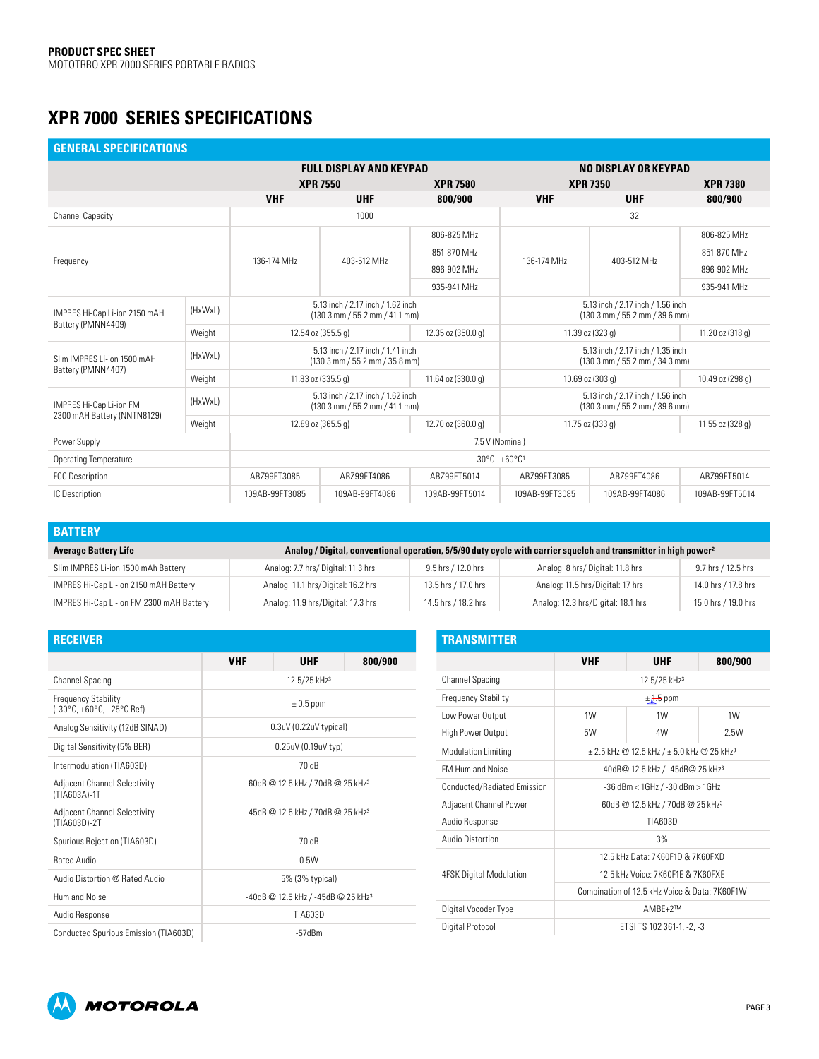**PRODUCT SPEC SHEET**
MOTOTRBO XPR 7000 SERIES PORTABLE RADIOS

# XPR 7000 SERIES SPECIFICATIONS

## GENERAL SPECIFICATIONS

| | | FULL DISPLAY AND KEYPAD | | | NO DISPLAY OR KEYPAD | | |
|---|---|---|---|---|---|---|---|
| | | XPR 7550 | | XPR 7580 | XPR 7350 | | XPR 7380 |
| | | VHF | UHF | 800/900 | VHF | UHF | 800/900 |
| Channel Capacity | | 1000 | | | 32 | | |
| Frequency | | 136-174 MHz | 403-512 MHz | 806-825 MHz<br>851-870 MHz<br>896-902 MHz<br>935-941 MHz | 136-174 MHz | 403-512 MHz | 806-825 MHz<br>851-870 MHz<br>896-902 MHz<br>935-941 MHz |
| IMPRES Hi-Cap Li-ion 2150 mAH Battery (PMNN4409) | (HxWxL) | 5.13 inch / 2.17 inch / 1.62 inch (130.3 mm / 55.2 mm / 41.1 mm) | | | 5.13 inch / 2.17 inch / 1.56 inch (130.3 mm / 55.2 mm / 39.6 mm) | | |
| | Weight | 12.54 oz (355.5 g) | | 12.35 oz (350.0 g) | 11.39 oz (323 g) | | 11.20 oz (318 g) |
| Slim IMPRES Li-ion 1500 mAH Battery (PMNN4407) | (HxWxL) | 5.13 inch / 2.17 inch / 1.41 inch (130.3 mm / 55.2 mm / 35.8 mm) | | | 5.13 inch / 2.17 inch / 1.35 inch (130.3 mm / 55.2 mm / 34.3 mm) | | |
| | Weight | 11.83 oz (335.5 g) | | 11.64 oz (330.0 g) | 10.69 oz (303 g) | | 10.49 oz (298 g) |
| IMPRES Hi-Cap Li-ion FM 2300 mAH Battery (NNTN8129) | (HxWxL) | 5.13 inch / 2.17 inch / 1.62 inch (130.3 mm / 55.2 mm / 41.1 mm) | | | 5.13 inch / 2.17 inch / 1.56 inch (130.3 mm / 55.2 mm / 39.6 mm) | | |
| | Weight | 12.89 oz (365.5 g) | | 12.70 oz (360.0 g) | 11.75 oz (333 g) | | 11.55 oz (328 g) |
| Power Supply | | 7.5 V (Nominal) | | | | | |
| Operating Temperature | | -30°C - +60°C[1] | | | | | |
| FCC Description | | ABZ99FT3085 | ABZ99FT4086 | ABZ99FT5014 | ABZ99FT3085 | ABZ99FT4086 | ABZ99FT5014 |
| IC Description | | 109AB-99FT3085 | 109AB-99FT4086 | 109AB-99FT5014 | 109AB-99FT3085 | 109AB-99FT4086 | 109AB-99FT5014 |

## BATTERY

| Average Battery Life | Analog / Digital, conventional operation, 5/5/90 duty cycle with carrier squelch and transmitter in high power[2] | | | |
|---|---|---|---|---|
| Slim IMPRES Li-ion 1500 mAh Battery | Analog: 7.7 hrs/ Digital: 11.3 hrs | 9.5 hrs / 12.0 hrs | Analog: 8 hrs/ Digital: 11.8 hrs | 9.7 hrs / 12.5 hrs |
| IMPRES Hi-Cap Li-ion 2150 mAH Battery | Analog: 11.1 hrs/Digital: 16.2 hrs | 13.5 hrs / 17.0 hrs | Analog: 11.5 hrs/Digital: 17 hrs | 14.0 hrs / 17.8 hrs |
| IMPRES Hi-Cap Li-ion FM 2300 mAH Battery | Analog: 11.9 hrs/Digital: 17.3 hrs | 14.5 hrs / 18.2 hrs | Analog: 12.3 hrs/Digital: 18.1 hrs | 15.0 hrs / 19.0 hrs |

## RECEIVER

| | VHF | UHF | 800/900 |
|---|---|---|---|
| Channel Spacing | 12.5/25 kHz[3] | | |
| Frequency Stability (-30°C, +60°C, +25°C Ref) | ± 0.5 ppm | | |
| Analog Sensitivity (12dB SINAD) | 0.3uV (0.22uV typical) | | |
| Digital Sensitivity (5% BER) | 0.25uV (0.19uV typ) | | |
| Intermodulation (TIA603D) | 70 dB | | |
| Adjacent Channel Selectivity (TIA603A)-1T | 60dB @ 12.5 kHz / 70dB @ 25 kHz[3] | | |
| Adjacent Channel Selectivity (TIA603D)-2T | 45dB @ 12.5 kHz / 70dB @ 25 kHz[3] | | |
| Spurious Rejection (TIA603D) | 70 dB | | |
| Rated Audio | 0.5W | | |
| Audio Distortion @ Rated Audio | 5% (3% typical) | | |
| Hum and Noise | -40dB @ 12.5 kHz / -45dB @ 25 kHz[3] | | |
| Audio Response | TIA603D | | |
| Conducted Spurious Emission (TIA603D) | -57dBm | | |

## TRANSMITTER

| | VHF | UHF | 800/900 |
|---|---|---|---|
| Channel Spacing | 12.5/25 kHz[3] | | |
| Frequency Stability | ± 1.5 ppm | | |
| Low Power Output | 1W | 1W | 1W |
| High Power Output | 5W | 4W | 2.5W |
| Modulation Limiting | ± 2.5 kHz @ 12.5 kHz / ± 5.0 kHz @ 25 kHz[3] | | |
| FM Hum and Noise | -40dB@ 12.5 kHz / -45dB@ 25 kHz[3] | | |
| Conducted/Radiated Emission | -36 dBm < 1GHz / -30 dBm > 1GHz | | |
| Adjacent Channel Power | 60dB @ 12.5 kHz / 70dB @ 25 kHz[3] | | |
| Audio Response | TIA603D | | |
| Audio Distortion | 3% | | |
| 4FSK Digital Modulation | 12.5 kHz Data: 7K60F1D & 7K60FXD<br>12.5 kHz Voice: 7K60F1E & 7K60FXE<br>Combination of 12.5 kHz Voice & Data: 7K60F1W | | |
| Digital Vocoder Type | AMBE+2™ | | |
| Digital Protocol | ETSI TS 102 361-1, -2, -3 | | |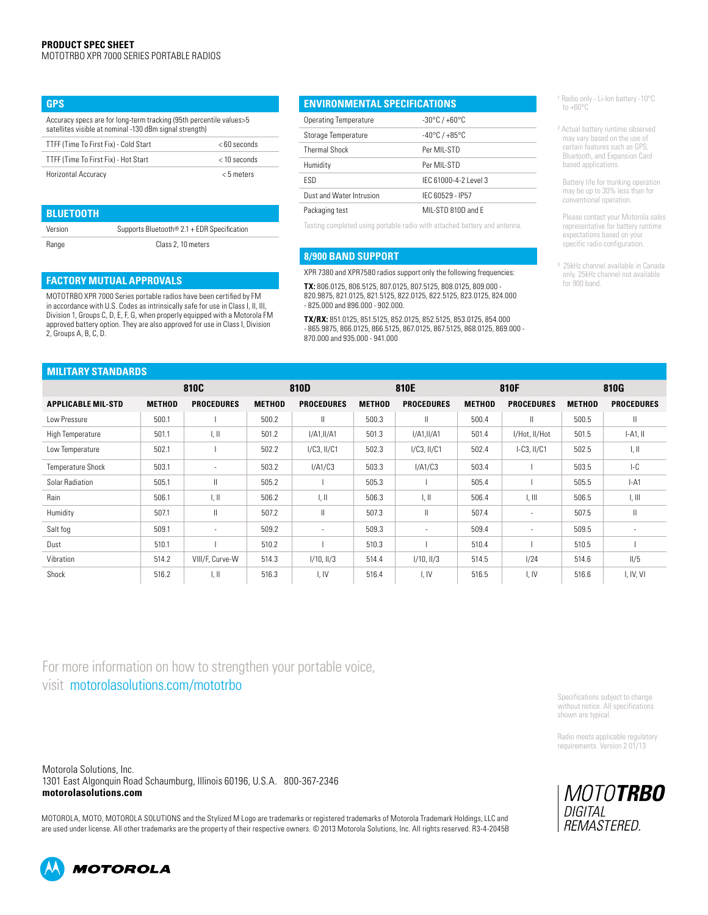**PRODUCT SPEC SHEET**
MOTOTRBO XPR 7000 SERIES PORTABLE RADIOS

## GPS

Accuracy specs are for long-term tracking (95th percentile values>5 satellites visible at nominal -130 dBm signal strength)

| | |
|---|---|
| TTFF (Time To First Fix) - Cold Start | <60 seconds |
| TTFF (Time To First Fix) - Hot Start | < 10 seconds |
| Horizontal Accuracy | < 5 meters |

## BLUETOOTH

| | |
|---|---|
| Version | Supports Bluetooth® 2.1 + EDR Specification |
| Range | Class 2, 10 meters |

## FACTORY MUTUAL APPROVALS

MOTOTRBO XPR 7000 Series portable radios have been certified by FM in accordance with U.S. Codes as intrinsically safe for use in Class I, II, III, Division 1, Groups C, D, E, F, G, when properly equipped with a Motorola FM approved battery option. They are also approved for use in Class I, Division 2, Groups A, B, C, D.

## ENVIRONMENTAL SPECIFICATIONS

| | |
|---|---|
| Operating Temperature | -30°C / +60°C |
| Storage Temperature | -40°C / +85°C |
| Thermal Shock | Per MIL-STD |
| Humidity | Per MIL-STD |
| ESD | IEC 61000-4-2 Level 3 |
| Dust and Water Intrusion | IEC 60529 - IP57 |
| Packaging test | MIL-STD 810D and E |

Testing completed using portable radio with attached battery and antenna.

## 8/900 BAND SUPPORT

XPR 7380 and XPR7580 radios support only the following frequencies:

**TX:** 806.0125, 806.5125, 807.0125, 807.5125, 808.0125, 809.000 - 820.9875, 821.0125, 821.5125, 822.0125, 822.5125, 823.0125, 824.000 - 825.000 and 896.000 - 902.000.

**TX/RX:** 851.0125, 851.5125, 852.0125, 852.5125, 853.0125, 854.000 - 865.9875, 866.0125, 866.5125, 867.0125, 867.5125, 868.0125, 869.000 - 870.000 and 935.000 - 941.000

[1] Radio only - Li-Ion battery -10°C to +60°C

[2] Actual battery runtime observed may vary based on the use of certain features such as GPS, Bluetooth, and Expansion Card based applications.

Battery life for trunking operation may be up to 30% less than for conventional operation.

Please contact your Motorola sales representative for battery runtime expectations based on your specific radio configuration.

[3] 25kHz channel available in Canada only. 25kHz channel not available for 900 band.

## MILITARY STANDARDS

| | 810C | | 810D | | 810E | | 810F | | 810G | |
|---|---|---|---|---|---|---|---|---|---|---|
| **APPLICABLE MIL-STD** | **METHOD** | **PROCEDURES** | **METHOD** | **PROCEDURES** | **METHOD** | **PROCEDURES** | **METHOD** | **PROCEDURES** | **METHOD** | **PROCEDURES** |
| Low Pressure | 500.1 | I | 500.2 | II | 500.3 | II | 500.4 | II | 500.5 | II |
| High Temperature | 501.1 | I, II | 501.2 | I/A1,II/A1 | 501.3 | I/A1,II/A1 | 501.4 | I/Hot, II/Hot | 501.5 | I-A1, II |
| Low Temperature | 502.1 | I | 502.2 | I/C3, II/C1 | 502.3 | I/C3, II/C1 | 502.4 | I-C3, II/C1 | 502.5 | I, II |
| Temperature Shock | 503.1 | - | 503.2 | I/A1/C3 | 503.3 | I/A1/C3 | 503.4 | I | 503.5 | I-C |
| Solar Radiation | 505.1 | II | 505.2 | I | 505.3 | I | 505.4 | I | 505.5 | I-A1 |
| Rain | 506.1 | I, II | 506.2 | I, II | 506.3 | I, II | 506.4 | I, III | 506.5 | I, III |
| Humidity | 507.1 | II | 507.2 | II | 507.3 | II | 507.4 | - | 507.5 | II |
| Salt fog | 509.1 | - | 509.2 | - | 509.3 | - | 509.4 | - | 509.5 | - |
| Dust | 510.1 | I | 510.2 | I | 510.3 | I | 510.4 | I | 510.5 | I |
| Vibration | 514.2 | VIII/F, Curve-W | 514.3 | I/10, II/3 | 514.4 | I/10, II/3 | 514.5 | I/24 | 514.6 | II/5 |
| Shock | 516.2 | I, II | 516.3 | I, IV | 516.4 | I, IV | 516.5 | I, IV | 516.6 | I, IV, VI |

For more information on how to strengthen your portable voice, visit motorolasolutions.com/mototrbo

Specifications subject to change without notice. All specifications shown are typical.

Radio meets applicable regulatory requirements. Version 2 01/13

Motorola Solutions, Inc.
1301 East Algonquin Road Schaumburg, Illinois 60196, U.S.A. 800-367-2346
**motorolasolutions.com**

MOTOTRBO DIGITAL REMASTERED.

MOTOROLA, MOTO, MOTOROLA SOLUTIONS and the Stylized M Logo are trademarks or registered trademarks of Motorola Trademark Holdings, LLC and are used under license. All other trademarks are the property of their respective owners. © 2013 Motorola Solutions, Inc. All rights reserved. R3-4-2045B

MOTOROLA